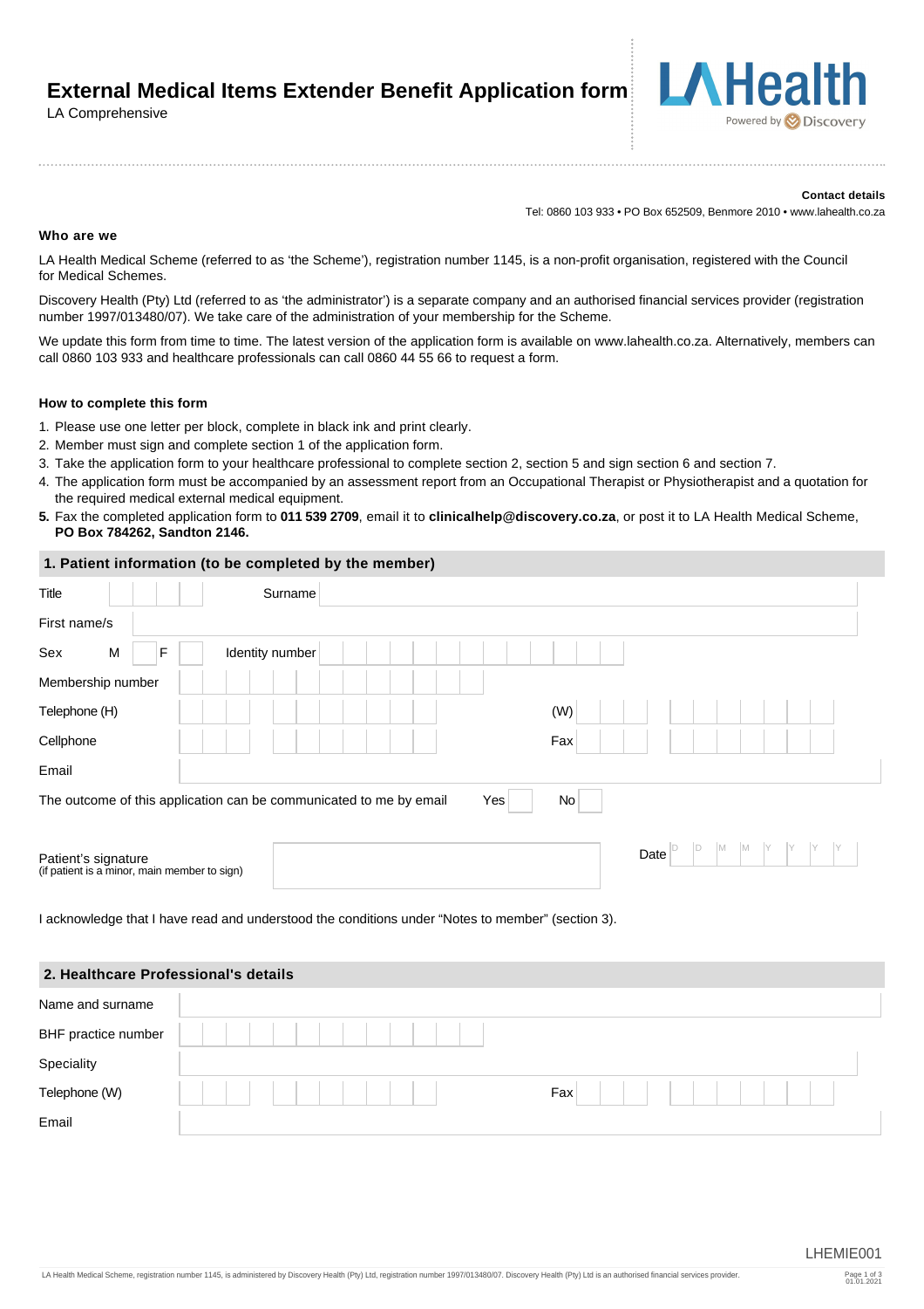# External Medical Items Extender Benefit Application form

LA Comprehensive

LA Health Powered by Discovery

**Contact details**

Tel: 0860 103 933 • PO Box 652509, Benmore 2010 • www.lahealth.co.za

### Who are we

LA Health Medical Scheme (referred to as 'the Scheme'), registration number 1145, is a non-profit organisation, registered with the Council for Medical Schemes.

Discovery Health (Pty) Ltd (referred to as 'the administrator') is a separate company and an authorised financial services provider (registration number 1997/013480/07). We take care of the administration of your membership for the Scheme.

We update this form from time to time. The latest version of the application form is available on www.lahealth.co.za. Alternatively, members can call 0860 103 933 and healthcare professionals can call 0860 44 55 66 to request a form.

### How to complete this form

1. Please use one letter per block, complete in black ink and print clearly.
2. Member must sign and complete section 1 of the application form.
3. Take the application form to your healthcare professional to complete section 2, section 5 and sign section 6 and section 7.
4. The application form must be accompanied by an assessment report from an Occupational Therapist or Physiotherapist and a quotation for the required medical external medical equipment.
5. Fax the completed application form to **011 539 2709**, email it to **clinicalhelp@discovery.co.za**, or post it to LA Health Medical Scheme, **PO Box 784262, Sandton 2146.**

## 1. Patient information (to be completed by the member)

Title ______ Surname ______

First name/s ______

Sex M ☐ F ☐ Identity number ______

Membership number ______

Telephone (H) ______ (W) ______

Cellphone ______ Fax ______

Email ______

The outcome of this application can be communicated to me by email Yes ☐ No ☐

Patient's signature
(if patient is a minor, main member to sign) ______ Date D D M M Y Y Y Y

I acknowledge that I have read and understood the conditions under "Notes to member" (section 3).

## 2. Healthcare Professional's details

Name and surname ______

BHF practice number ______

Speciality ______

Telephone (W) ______ Fax ______

Email ______

LHEMIE001

LA Health Medical Scheme, registration number 1145, is administered by Discovery Health (Pty) Ltd, registration number 1997/013480/07. Discovery Health (Pty) Ltd is an authorised financial services provider.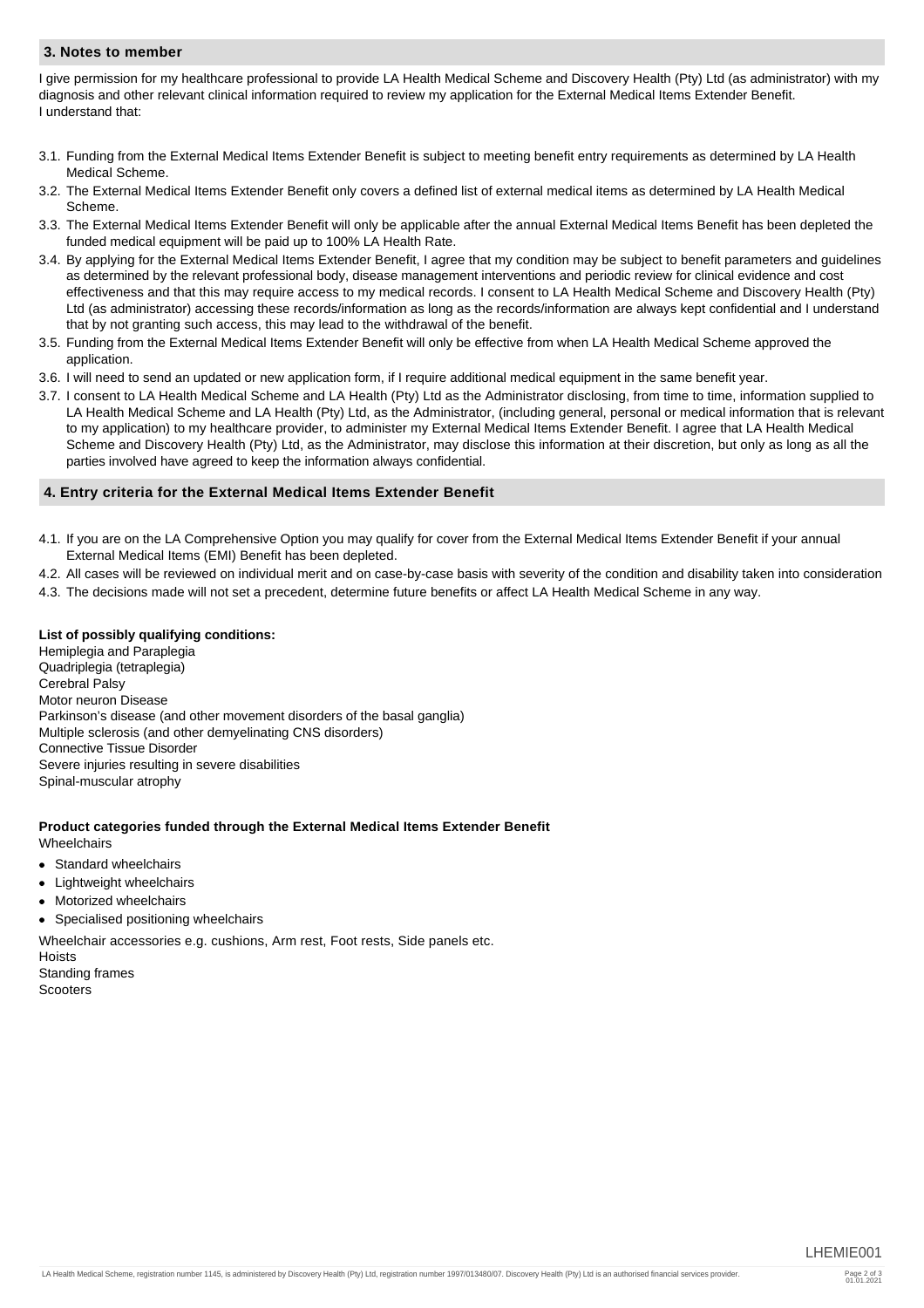## 3. Notes to member

I give permission for my healthcare professional to provide LA Health Medical Scheme and Discovery Health (Pty) Ltd (as administrator) with my diagnosis and other relevant clinical information required to review my application for the External Medical Items Extender Benefit.
I understand that:

3.1. Funding from the External Medical Items Extender Benefit is subject to meeting benefit entry requirements as determined by LA Health Medical Scheme.

3.2. The External Medical Items Extender Benefit only covers a defined list of external medical items as determined by LA Health Medical Scheme.

3.3. The External Medical Items Extender Benefit will only be applicable after the annual External Medical Items Benefit has been depleted the funded medical equipment will be paid up to 100% LA Health Rate.

3.4. By applying for the External Medical Items Extender Benefit, I agree that my condition may be subject to benefit parameters and guidelines as determined by the relevant professional body, disease management interventions and periodic review for clinical evidence and cost effectiveness and that this may require access to my medical records. I consent to LA Health Medical Scheme and Discovery Health (Pty) Ltd (as administrator) accessing these records/information as long as the records/information are always kept confidential and I understand that by not granting such access, this may lead to the withdrawal of the benefit.

3.5. Funding from the External Medical Items Extender Benefit will only be effective from when LA Health Medical Scheme approved the application.

3.6. I will need to send an updated or new application form, if I require additional medical equipment in the same benefit year.

3.7. I consent to LA Health Medical Scheme and LA Health (Pty) Ltd as the Administrator disclosing, from time to time, information supplied to LA Health Medical Scheme and LA Health (Pty) Ltd, as the Administrator, (including general, personal or medical information that is relevant to my application) to my healthcare provider, to administer my External Medical Items Extender Benefit. I agree that LA Health Medical Scheme and Discovery Health (Pty) Ltd, as the Administrator, may disclose this information at their discretion, but only as long as all the parties involved have agreed to keep the information always confidential.

## 4. Entry criteria for the External Medical Items Extender Benefit

4.1. If you are on the LA Comprehensive Option you may qualify for cover from the External Medical Items Extender Benefit if your annual External Medical Items (EMI) Benefit has been depleted.

4.2. All cases will be reviewed on individual merit and on case-by-case basis with severity of the condition and disability taken into consideration

4.3. The decisions made will not set a precedent, determine future benefits or affect LA Health Medical Scheme in any way.

**List of possibly qualifying conditions:**
Hemiplegia and Paraplegia
Quadriplegia (tetraplegia)
Cerebral Palsy
Motor neuron Disease
Parkinson's disease (and other movement disorders of the basal ganglia)
Multiple sclerosis (and other demyelinating CNS disorders)
Connective Tissue Disorder
Severe injuries resulting in severe disabilities
Spinal-muscular atrophy

**Product categories funded through the External Medical Items Extender Benefit**
Wheelchairs

- Standard wheelchairs
- Lightweight wheelchairs
- Motorized wheelchairs
- Specialised positioning wheelchairs

Wheelchair accessories e.g. cushions, Arm rest, Foot rests, Side panels etc.
Hoists
Standing frames
Scooters

LHEMIE001

LA Health Medical Scheme, registration number 1145, is administered by Discovery Health (Pty) Ltd, registration number 1997/013480/07. Discovery Health (Pty) Ltd is an authorised financial services provider.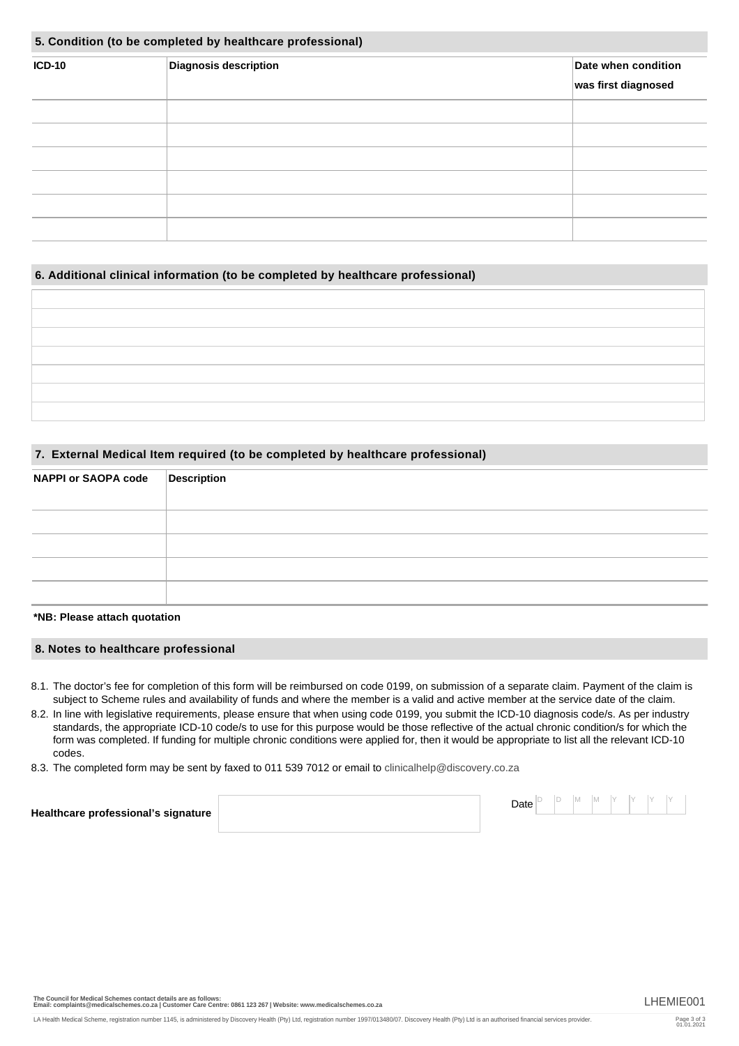## 5. Condition (to be completed by healthcare professional)

| ICD-10 | Diagnosis description | Date when condition was first diagnosed |
|---|---|---|
| | | |
| | | |
| | | |
| | | |
| | | |
| | | |

## 6. Additional clinical information (to be completed by healthcare professional)

| |
|---|
| |
| |
| |
| |
| |
| |
| |

## 7. External Medical Item required (to be completed by healthcare professional)

| NAPPI or SAOPA code | Description |
|---|---|
| | |
| | |
| | |
| | |

**\*NB: Please attach quotation**

## 8. Notes to healthcare professional

8.1. The doctor's fee for completion of this form will be reimbursed on code 0199, on submission of a separate claim. Payment of the claim is subject to Scheme rules and availability of funds and where the member is a valid and active member at the service date of the claim.

8.2. In line with legislative requirements, please ensure that when using code 0199, you submit the ICD-10 diagnosis code/s. As per industry standards, the appropriate ICD-10 code/s to use for this purpose would be those reflective of the actual chronic condition/s for which the form was completed. If funding for multiple chronic conditions were applied for, then it would be appropriate to list all the relevant ICD-10 codes.

8.3. The completed form may be sent by faxed to 011 539 7012 or email to clinicalhelp@discovery.co.za

**Healthcare professional's signature** ____________________ Date D D M M Y Y Y Y

**The Council for Medical Schemes contact details are as follows:**
**Email: complaints@medicalschemes.co.za | Customer Care Centre: 0861 123 267 | Website: www.medicalschemes.co.za**

LHEMIE001

LA Health Medical Scheme, registration number 1145, is administered by Discovery Health (Pty) Ltd, registration number 1997/013480/07. Discovery Health (Pty) Ltd is an authorised financial services provider.

01.01.2021